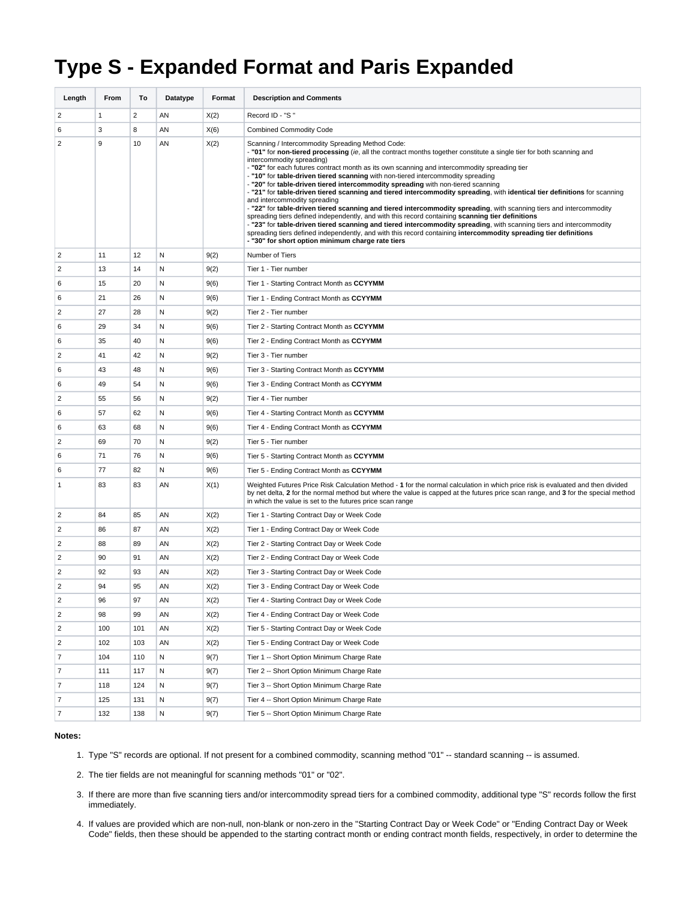# Type S - Expanded Format and Paris Expanded

| Length | From | To | Datatype | Format | Description and Comments |
|---|---|---|---|---|---|
| 2 | 1 | 2 | AN | X(2) | Record ID - "S " |
| 6 | 3 | 8 | AN | X(6) | Combined Commodity Code |
| 2 | 9 | 10 | AN | X(2) | Scanning / Intercommodity Spreading Method Code:<br>- **"01"** for **non-tiered processing** (*ie*, all the contract months together constitute a single tier for both scanning and intercommodity spreading)<br>- **"02"** for each futures contract month as its own scanning and intercommodity spreading tier<br>- **"10"** for **table-driven tiered scanning** with non-tiered intercommodity spreading<br>- **"20"** for **table-driven tiered intercommodity spreading** with non-tiered scanning<br>- **"21"** for **table-driven tiered scanning and tiered intercommodity spreading**, with **identical tier definitions** for scanning and intercommodity spreading<br>- **"22"** for **table-driven tiered scanning and tiered intercommodity spreading**, with scanning tiers and intercommodity spreading tiers defined independently, and with this record containing **scanning tier definitions**<br>- **"23"** for **table-driven tiered scanning and tiered intercommodity spreading**, with scanning tiers and intercommodity spreading tiers defined independently, and with this record containing **intercommodity spreading tier definitions**<br>**- "30" for short option minimum charge rate tiers** |
| 2 | 11 | 12 | N | 9(2) | Number of Tiers |
| 2 | 13 | 14 | N | 9(2) | Tier 1 - Tier number |
| 6 | 15 | 20 | N | 9(6) | Tier 1 - Starting Contract Month as **CCYYMM** |
| 6 | 21 | 26 | N | 9(6) | Tier 1 - Ending Contract Month as **CCYYMM** |
| 2 | 27 | 28 | N | 9(2) | Tier 2 - Tier number |
| 6 | 29 | 34 | N | 9(6) | Tier 2 - Starting Contract Month as **CCYYMM** |
| 6 | 35 | 40 | N | 9(6) | Tier 2 - Ending Contract Month as **CCYYMM** |
| 2 | 41 | 42 | N | 9(2) | Tier 3 - Tier number |
| 6 | 43 | 48 | N | 9(6) | Tier 3 - Starting Contract Month as **CCYYMM** |
| 6 | 49 | 54 | N | 9(6) | Tier 3 - Ending Contract Month as **CCYYMM** |
| 2 | 55 | 56 | N | 9(2) | Tier 4 - Tier number |
| 6 | 57 | 62 | N | 9(6) | Tier 4 - Starting Contract Month as **CCYYMM** |
| 6 | 63 | 68 | N | 9(6) | Tier 4 - Ending Contract Month as **CCYYMM** |
| 2 | 69 | 70 | N | 9(2) | Tier 5 - Tier number |
| 6 | 71 | 76 | N | 9(6) | Tier 5 - Starting Contract Month as **CCYYMM** |
| 6 | 77 | 82 | N | 9(6) | Tier 5 - Ending Contract Month as **CCYYMM** |
| 1 | 83 | 83 | AN | X(1) | Weighted Futures Price Risk Calculation Method - **1** for the normal calculation in which price risk is evaluated and then divided by net delta, **2** for the normal method but where the value is capped at the futures price scan range, and **3** for the special method in which the value is set to the futures price scan range |
| 2 | 84 | 85 | AN | X(2) | Tier 1 - Starting Contract Day or Week Code |
| 2 | 86 | 87 | AN | X(2) | Tier 1 - Ending Contract Day or Week Code |
| 2 | 88 | 89 | AN | X(2) | Tier 2 - Starting Contract Day or Week Code |
| 2 | 90 | 91 | AN | X(2) | Tier 2 - Ending Contract Day or Week Code |
| 2 | 92 | 93 | AN | X(2) | Tier 3 - Starting Contract Day or Week Code |
| 2 | 94 | 95 | AN | X(2) | Tier 3 - Ending Contract Day or Week Code |
| 2 | 96 | 97 | AN | X(2) | Tier 4 - Starting Contract Day or Week Code |
| 2 | 98 | 99 | AN | X(2) | Tier 4 - Ending Contract Day or Week Code |
| 2 | 100 | 101 | AN | X(2) | Tier 5 - Starting Contract Day or Week Code |
| 2 | 102 | 103 | AN | X(2) | Tier 5 - Ending Contract Day or Week Code |
| 7 | 104 | 110 | N | 9(7) | Tier 1 -- Short Option Minimum Charge Rate |
| 7 | 111 | 117 | N | 9(7) | Tier 2 -- Short Option Minimum Charge Rate |
| 7 | 118 | 124 | N | 9(7) | Tier 3 -- Short Option Minimum Charge Rate |
| 7 | 125 | 131 | N | 9(7) | Tier 4 -- Short Option Minimum Charge Rate |
| 7 | 132 | 138 | N | 9(7) | Tier 5 -- Short Option Minimum Charge Rate |

**Notes:**

1. Type "S" records are optional. If not present for a combined commodity, scanning method "01" -- standard scanning -- is assumed.
2. The tier fields are not meaningful for scanning methods "01" or "02".
3. If there are more than five scanning tiers and/or intercommodity spread tiers for a combined commodity, additional type "S" records follow the first immediately.
4. If values are provided which are non-null, non-blank or non-zero in the "Starting Contract Day or Week Code" or "Ending Contract Day or Week Code" fields, then these should be appended to the starting contract month or ending contract month fields, respectively, in order to determine the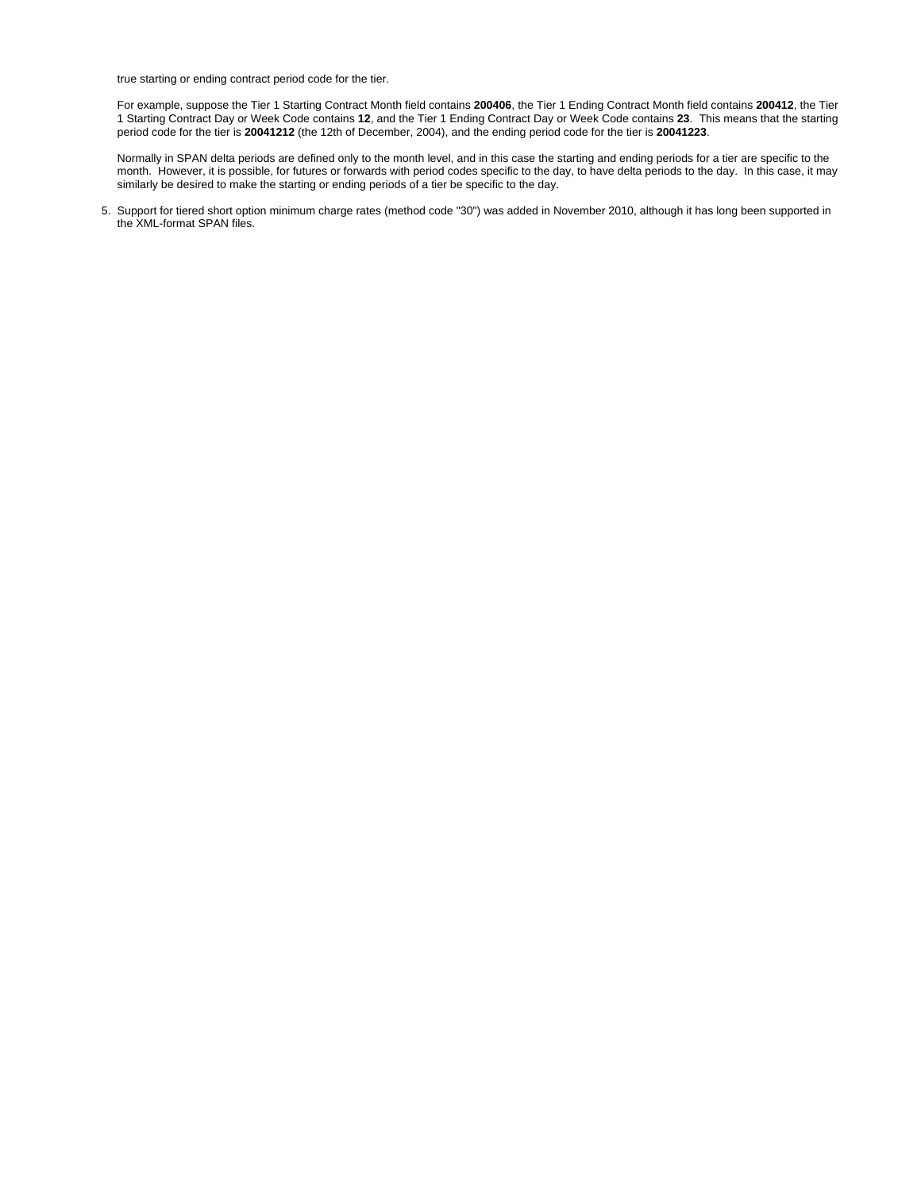true starting or ending contract period code for the tier.

For example, suppose the Tier 1 Starting Contract Month field contains **200406**, the Tier 1 Ending Contract Month field contains **200412**, the Tier 1 Starting Contract Day or Week Code contains **12**, and the Tier 1 Ending Contract Day or Week Code contains **23**. This means that the starting period code for the tier is **20041212** (the 12th of December, 2004), and the ending period code for the tier is **20041223**.

Normally in SPAN delta periods are defined only to the month level, and in this case the starting and ending periods for a tier are specific to the month. However, it is possible, for futures or forwards with period codes specific to the day, to have delta periods to the day. In this case, it may similarly be desired to make the starting or ending periods of a tier be specific to the day.

5. Support for tiered short option minimum charge rates (method code "30") was added in November 2010, although it has long been supported in the XML-format SPAN files.